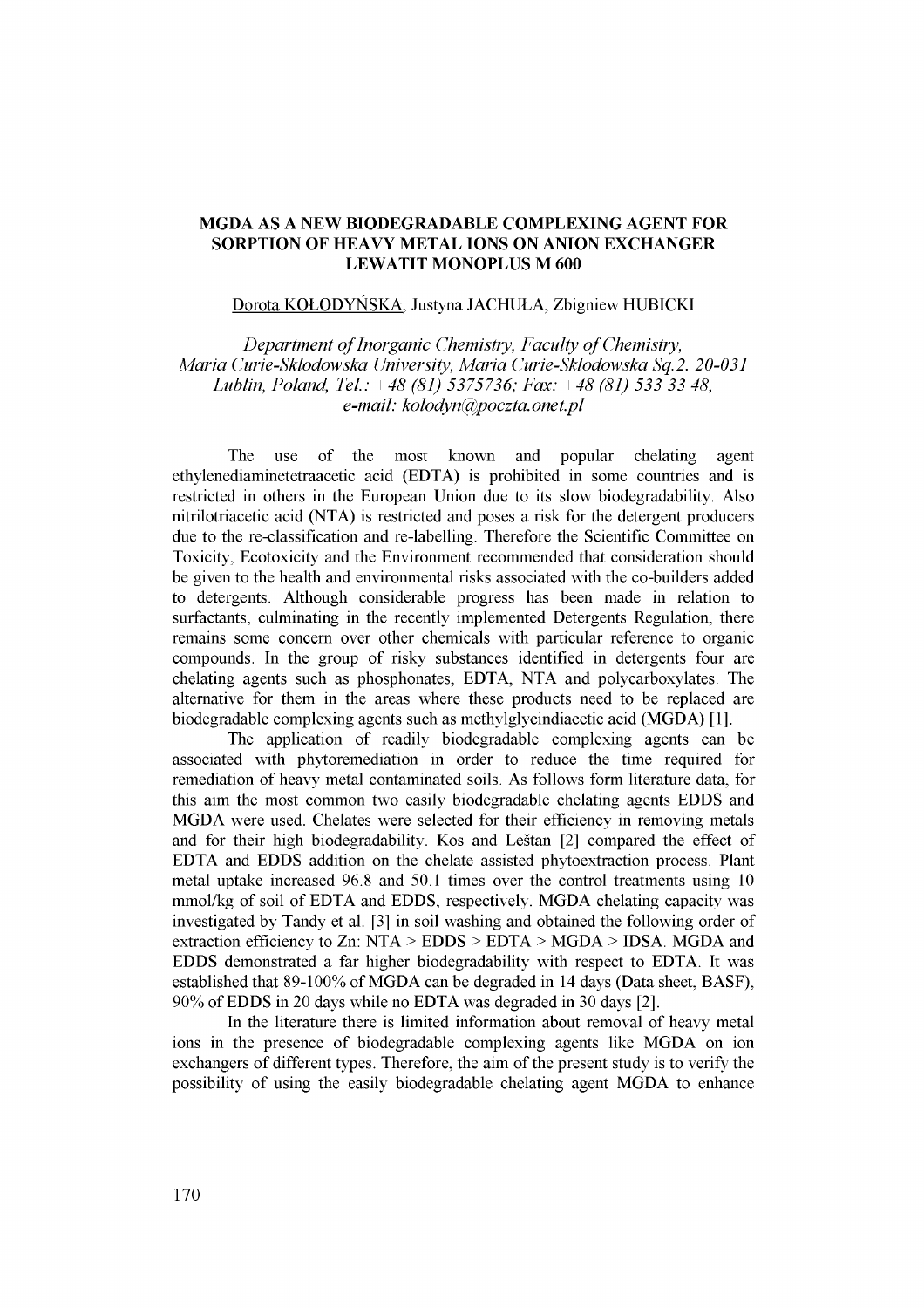# MGDA AS A NEW BIODEGRADABLE COMPLEXING AGENT FOR SORPTION OF HEAVY METAL IONS ON ANION EXCHANGER LEWATIT MONOPLUS M 600

Dorota KOŁODYŃSKA, Justyna JACHUŁA, Zbigniew HUBICKI

*Department of Inorganic Chemistry, Faculty of Chemistry, Maria Curie-Sklodowska University, Maria Curie-Sklodowska Sq.2. 20-031 Lublin, Poland, Tel.: +48 (81) 5375736; Fax: +48 (81) 533 33 48, e-mail: kolodyn@poczta.onet.pl*

The use of the most known and popular chelating agent ethylenediaminetetraacetic acid (EDTA) is prohibited in some countries and is restricted in others in the European Union due to its slow biodegradability. Also nitrilotriacetic acid (NTA) is restricted and poses a risk for the detergent producers due to the re-classification and re-labelling. Therefore the Scientific Committee on Toxicity, Ecotoxicity and the Environment recommended that consideration should be given to the health and environmental risks associated with the co-builders added to detergents. Although considerable progress has been made in relation to surfactants, culminating in the recently implemented Detergents Regulation, there remains some concern over other chemicals with particular reference to organic compounds. In the group of risky substances identified in detergents four are chelating agents such as phosphonates, EDTA, NTA and polycarboxylates. The alternative for them in the areas where these products need to be replaced are biodegradable complexing agents such as methylglycindiacetic acid (MGDA) [1].

The application of readily biodegradable complexing agents can be associated with phytoremediation in order to reduce the time required for remediation of heavy metal contaminated soils. As follows form literature data, for this aim the most common two easily biodegradable chelating agents EDDS and MGDA were used. Chelates were selected for their efficiency in removing metals and for their high biodegradability. Kos and Leštan [2] compared the effect of EDTA and EDDS addition on the chelate assisted phytoextraction process. Plant metal uptake increased 96.8 and 50.1 times over the control treatments using 10 mmol/kg of soil of EDTA and EDDS, respectively. MGDA chelating capacity was investigated by Tandy et al. [3] in soil washing and obtained the following order of extraction efficiency to Zn: NTA > EDDS > EDTA > MGDA > IDSA. MGDA and EDDS demonstrated a far higher biodegradability with respect to EDTA. It was established that 89-100% of MGDA can be degraded in 14 days (Data sheet, BASF), 90% of EDDS in 20 days while no EDTA was degraded in 30 days [2].

In the literature there is limited information about removal of heavy metal ions in the presence of biodegradable complexing agents like MGDA on ion exchangers of different types. Therefore, the aim of the present study is to verify the possibility of using the easily biodegradable chelating agent MGDA to enhance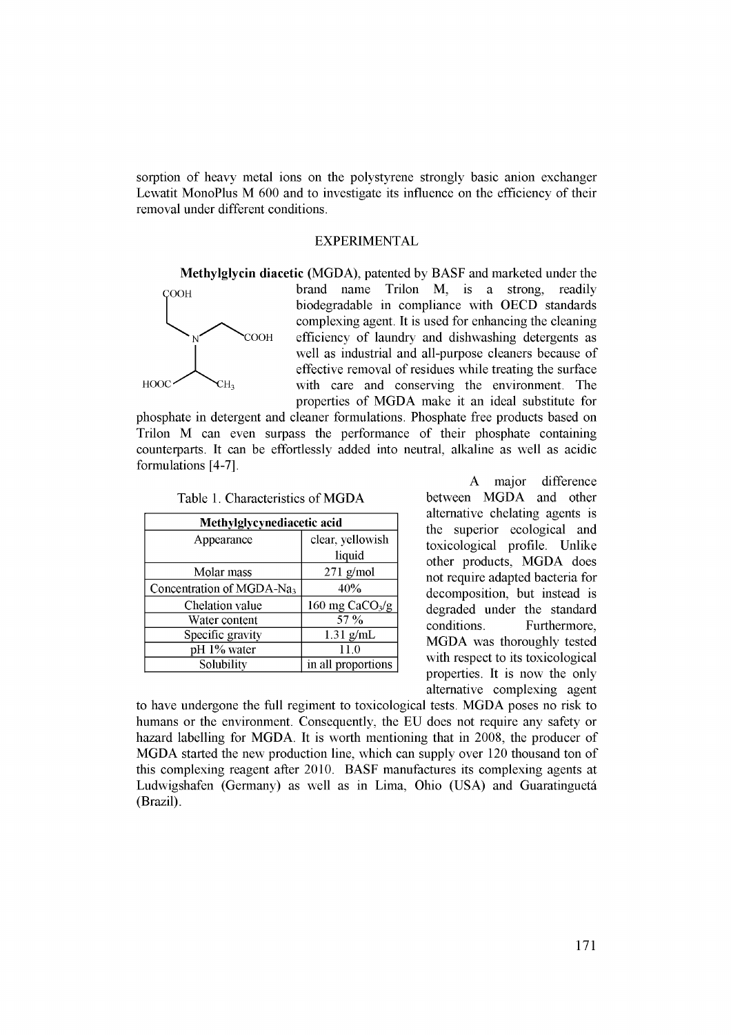sorption of heavy metal ions on the polystyrene strongly basic anion exchanger Lewatit MonoPlus M 600 and to investigate its influence on the efficiency of their removal under different conditions.

## EXPERIMENTAL

**Methylglycin diacetic** (MGDA), patented by BASF and marketed under the brand name Trilon M, is a strong, readily biodegradable in compliance with OECD standards complexing agent. It is used for enhancing the cleaning efficiency of laundry and dishwashing detergents as well as industrial and all-purpose cleaners because of effective removal of residues while treating the surface with care and conserving the environment. The properties of MGDA make it an ideal substitute for phosphate in detergent and cleaner formulations. Phosphate free products based on Trilon M can even surpass the performance of their phosphate containing counterparts. It can be effortlessly added into neutral, alkaline as well as acidic formulations [4-7].

Table 1. Characteristics of MGDA

| Methylglycynediacetic acid | |
|---|---|
| Appearance | clear, yellowish liquid |
| Molar mass | 271 g/mol |
| Concentration of $MGDA\text{-}Na_3$ | 40% |
| Chelation value | 160 mg $CaCO_3$/g |
| Water content | 57 % |
| Specific gravity | 1.31 g/mL |
| pH 1% water | 11.0 |
| Solubility | in all proportions |

A major difference between MGDA and other alternative chelating agents is the superior ecological and toxicological profile. Unlike other products, MGDA does not require adapted bacteria for decomposition, but instead is degraded under the standard conditions. Furthermore, MGDA was thoroughly tested with respect to its toxicological properties. It is now the only alternative complexing agent to have undergone the full regiment to toxicological tests. MGDA poses no risk to humans or the environment. Consequently, the EU does not require any safety or hazard labelling for MGDA. It is worth mentioning that in 2008, the producer of MGDA started the new production line, which can supply over 120 thousand ton of this complexing reagent after 2010. BASF manufactures its complexing agents at Ludwigshafen (Germany) as well as in Lima, Ohio (USA) and Guaratinguetá (Brazil).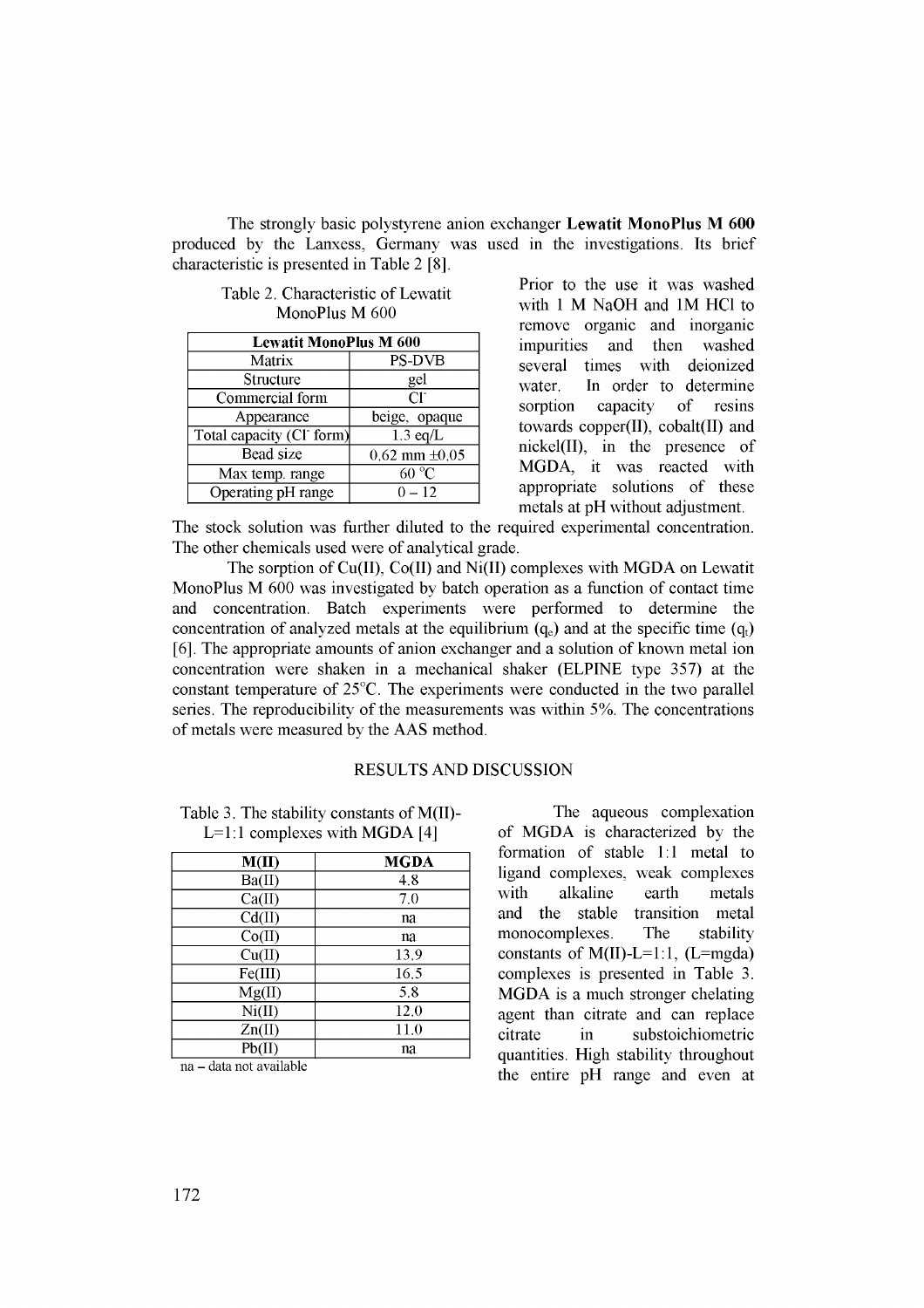The strongly basic polystyrene anion exchanger **Lewatit MonoPlus M 600** produced by the Lanxess, Germany was used in the investigations. Its brief characteristic is presented in Table 2 [8].

Table 2. Characteristic of Lewatit MonoPlus M 600

| Lewatit MonoPlus M 600 | |
|---|---|
| Matrix | PS-DVB |
| Structure | gel |
| Commercial form | $Cl^-$ |
| Appearance | beige, opaque |
| Total capacity ($Cl^-$ form) | 1.3 eq/L |
| Bead size | 0.62 mm ±0.05 |
| Max temp. range | 60 °C |
| Operating pH range | 0 – 12 |

Prior to the use it was washed with 1 M NaOH and 1M HCl to remove organic and inorganic impurities and then washed several times with deionized water. In order to determine sorption capacity of resins towards copper(II), cobalt(II) and nickel(II), in the presence of MGDA, it was reacted with appropriate solutions of these metals at pH without adjustment. The stock solution was further diluted to the required experimental concentration. The other chemicals used were of analytical grade.

The sorption of Cu(II), Co(II) and Ni(II) complexes with MGDA on Lewatit MonoPlus M 600 was investigated by batch operation as a function of contact time and concentration. Batch experiments were performed to determine the concentration of analyzed metals at the equilibrium ($q_e$) and at the specific time ($q_t$) [6]. The appropriate amounts of anion exchanger and a solution of known metal ion concentration were shaken in a mechanical shaker (ELPINE type 357) at the constant temperature of 25°C. The experiments were conducted in the two parallel series. The reproducibility of the measurements was within 5%. The concentrations of metals were measured by the AAS method.

## RESULTS AND DISCUSSION

Table 3. The stability constants of M(II)-L=1:1 complexes with MGDA [4]

| M(II) | MGDA |
|---|---|
| Ba(II) | 4.8 |
| Ca(II) | 7.0 |
| Cd(II) | na |
| Co(II) | na |
| Cu(II) | 13.9 |
| Fe(III) | 16.5 |
| Mg(II) | 5.8 |
| Ni(II) | 12.0 |
| Zn(II) | 11.0 |
| Pb(II) | na |

na – data not available

The aqueous complexation of MGDA is characterized by the formation of stable 1:1 metal to ligand complexes, weak complexes with alkaline earth metals and the stable transition metal monocomplexes. The stability constants of M(II)-L=1:1, (L=mgda) complexes is presented in Table 3. MGDA is a much stronger chelating agent than citrate and can replace citrate in substoichiometric quantities. High stability throughout the entire pH range and even at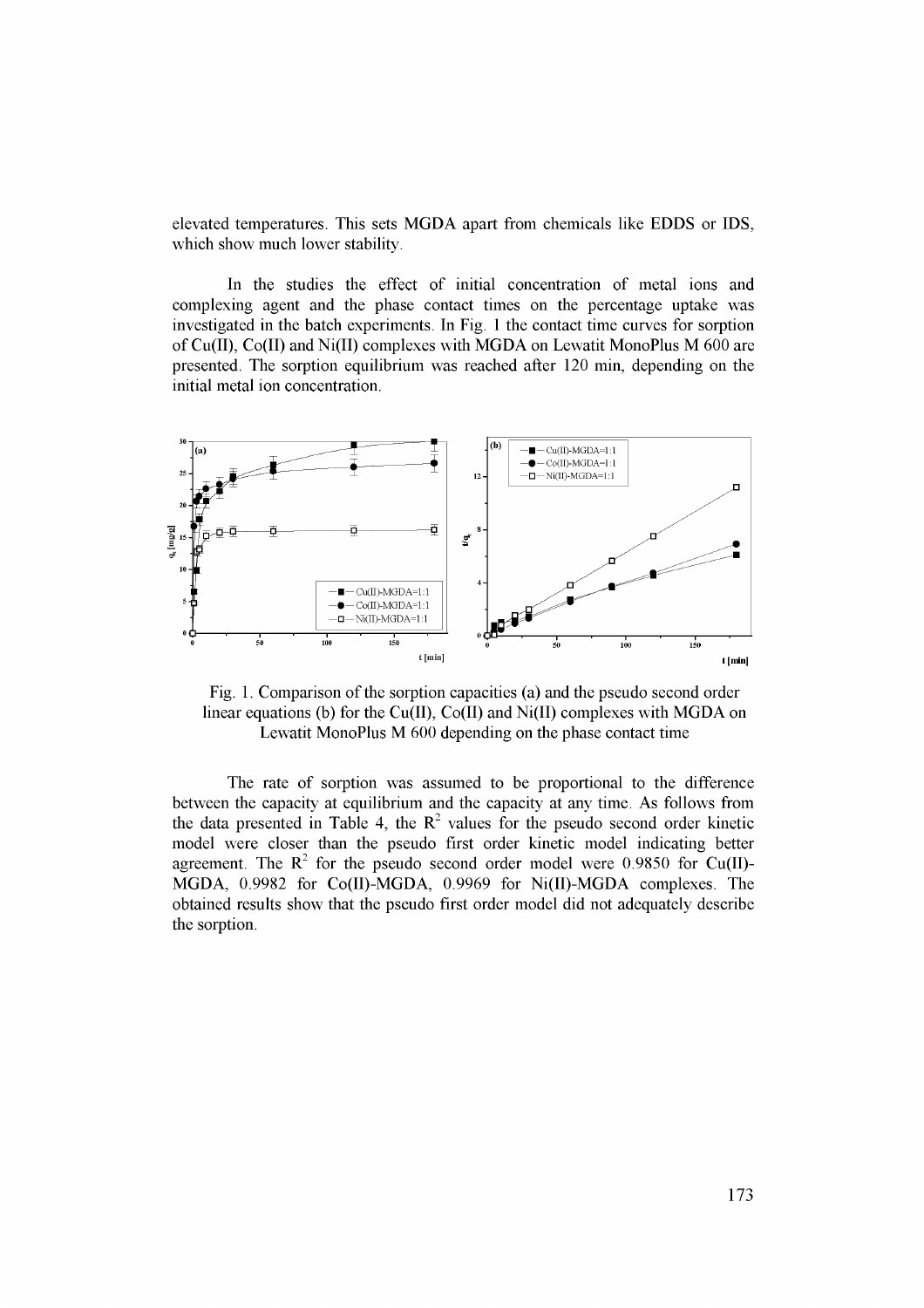elevated temperatures. This sets MGDA apart from chemicals like EDDS or IDS, which show much lower stability.

In the studies the effect of initial concentration of metal ions and complexing agent and the phase contact times on the percentage uptake was investigated in the batch experiments. In Fig. 1 the contact time curves for sorption of Cu(II), Co(II) and Ni(II) complexes with MGDA on Lewatit MonoPlus M 600 are presented. The sorption equilibrium was reached after 120 min, depending on the initial metal ion concentration.

Fig. 1. Comparison of the sorption capacities (a) and the pseudo second order linear equations (b) for the Cu(II), Co(II) and Ni(II) complexes with MGDA on Lewatit MonoPlus M 600 depending on the phase contact time

The rate of sorption was assumed to be proportional to the difference between the capacity at equilibrium and the capacity at any time. As follows from the data presented in Table 4, the $R^2$ values for the pseudo second order kinetic model were closer than the pseudo first order kinetic model indicating better agreement. The $R^2$ for the pseudo second order model were 0.9850 for Cu(II)-MGDA, 0.9982 for Co(II)-MGDA, 0.9969 for Ni(II)-MGDA complexes. The obtained results show that the pseudo first order model did not adequately describe the sorption.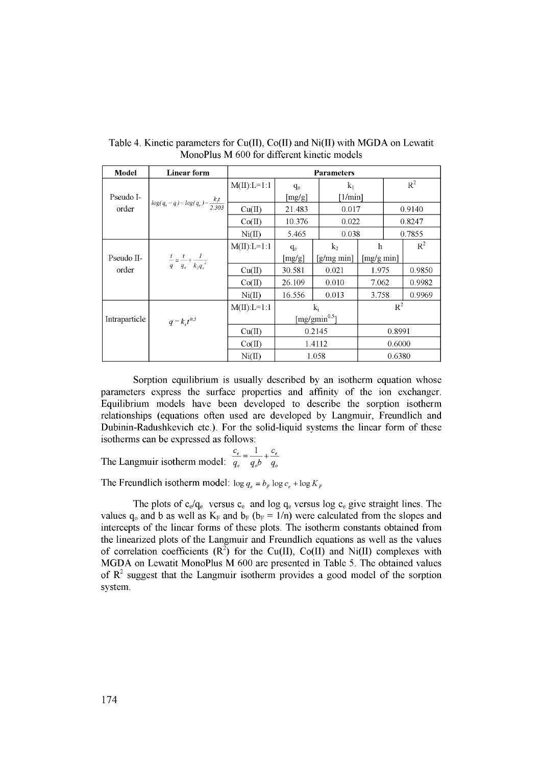Table 4. Kinetic parameters for Cu(II), Co(II) and Ni(II) with MGDA on Lewatit MonoPlus M 600 for different kinetic models

| Model | Linear form | Parameters | | | | |
|---|---|---|---|---|---|---|
| Pseudo I-order | $log(q_e - q) = log(q_e) - \frac{k_1 t}{2.303}$ | M(II):L=1:1 | $q_e$ [mg/g] | $k_1$ [1/min] | $R^2$ | |
| | | Cu(II) | 21.483 | 0.017 | 0.9140 | |
| | | Co(II) | 10.376 | 0.022 | 0.8247 | |
| | | Ni(II) | 5.465 | 0.038 | 0.7855 | |
| Pseudo II-order | $\frac{t}{q} = \frac{t}{q_e} + \frac{1}{k_2 q_e^2}$ | M(II):L=1:1 | $q_e$ [mg/g] | $k_2$ [g/mg min] | h [mg/g min] | $R^2$ |
| | | Cu(II) | 30.581 | 0.021 | 1.975 | 0.9850 |
| | | Co(II) | 26.109 | 0.010 | 7.062 | 0.9982 |
| | | Ni(II) | 16.556 | 0.013 | 3.758 | 0.9969 |
| Intraparticle | $q = k_i t^{0.5}$ | M(II):L=1:1 | $k_i$ [mg/gmin$^{0.5}$] | | $R^2$ | |
| | | Cu(II) | 0.2145 | | 0.8991 | |
| | | Co(II) | 1.4112 | | 0.6000 | |
| | | Ni(II) | 1.058 | | 0.6380 | |

Sorption equilibrium is usually described by an isotherm equation whose parameters express the surface properties and affinity of the ion exchanger. Equilibrium models have been developed to describe the sorption isotherm relationships (equations often used are developed by Langmuir, Freundlich and Dubinin-Radushkevich etc.). For the solid-liquid systems the linear form of these isotherms can be expressed as follows:

The Langmuir isotherm model: $\frac{c_e}{q_e} = \frac{1}{q_o b} + \frac{c_e}{q_o}$

The Freundlich isotherm model: $\log q_e = b_F \log c_e + \log K_F$

The plots of $c_e/q_e$ versus $c_e$ and log $q_e$ versus log $c_e$ give straight lines. The values $q_o$ and b as well as $K_F$ and $b_F$ ($b_F = 1/n$) were calculated from the slopes and intercepts of the linear forms of these plots. The isotherm constants obtained from the linearized plots of the Langmuir and Freundlich equations as well as the values of correlation coefficients ($R^2$) for the Cu(II), Co(II) and Ni(II) complexes with MGDA on Lewatit MonoPlus M 600 are presented in Table 5. The obtained values of $R^2$ suggest that the Langmuir isotherm provides a good model of the sorption system.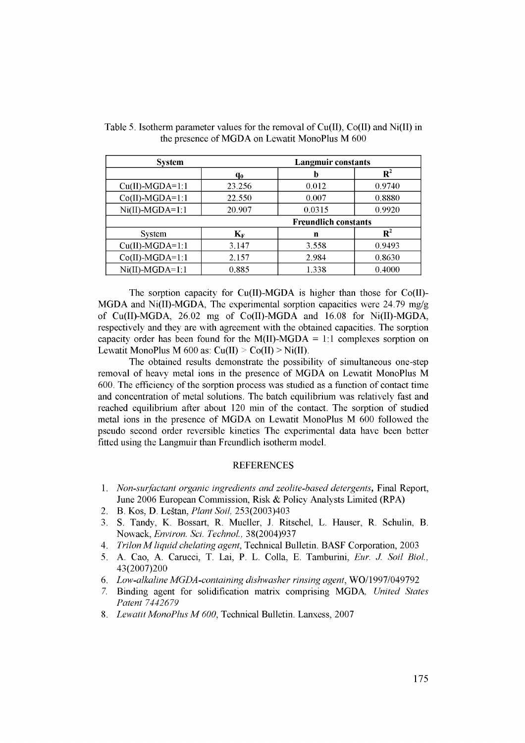Table 5. Isotherm parameter values for the removal of Cu(II), Co(II) and Ni(II) in the presence of MGDA on Lewatit MonoPlus M 600

| **System** | **Langmuir constants** | | |
|---|---|---|---|
| | $q_0$ | **b** | $R^2$ |
| Cu(II)-MGDA=1:1 | 23.256 | 0.012 | 0.9740 |
| Co(II)-MGDA=1:1 | 22.550 | 0.007 | 0.8880 |
| Ni(II)-MGDA=1:1 | 20.907 | 0.0315 | 0.9920 |
| | | **Freundlich constants** | |
| System | $K_F$ | **n** | $R^2$ |
| Cu(II)-MGDA=1:1 | 3.147 | 3.558 | 0.9493 |
| Co(II)-MGDA=1:1 | 2.157 | 2.984 | 0.8630 |
| Ni(II)-MGDA=1:1 | 0.885 | 1.338 | 0.4000 |

The sorption capacity for Cu(II)-MGDA is higher than those for Co(II)-MGDA and Ni(II)-MGDA, The experimental sorption capacities were 24.79 mg/g of Cu(II)-MGDA, 26.02 mg of Co(II)-MGDA and 16.08 for Ni(II)-MGDA, respectively and they are with agreement with the obtained capacities. The sorption capacity order has been found for the M(II)-MGDA = 1:1 complexes sorption on Lewatit MonoPlus M 600 as: Cu(II) > Co(II) > Ni(II).

The obtained results demonstrate the possibility of simultaneous one-step removal of heavy metal ions in the presence of MGDA on Lewatit MonoPlus M 600. The efficiency of the sorption process was studied as a function of contact time and concentration of metal solutions. The batch equilibrium was relatively fast and reached equilibrium after about 120 min of the contact. The sorption of studied metal ions in the presence of MGDA on Lewatit MonoPlus M 600 followed the pseudo second order reversible kinetics The experimental data have been better fitted using the Langmuir than Freundlich isotherm model.

## REFERENCES

1. *Non-surfactant organic ingredients and zeolite-based detergents*, Final Report, June 2006 European Commission, Risk & Policy Analysts Limited (RPA)
2. B. Kos, D. Leštan, *Plant Soil*, 253(2003)403
3. S. Tandy, K. Bossart, R. Mueller, J. Ritschel, L. Hauser, R. Schulin, B. Nowack, *Environ. Sci. Technol.*, 38(2004)937
4. *Trilon M liquid chelating agent*, Technical Bulletin. BASF Corporation, 2003
5. A. Cao, A. Carucci, T. Lai, P. L. Colla, E. Tamburini, *Eur. J. Soil Biol.*, 43(2007)200
6. *Low-alkaline MGDA-containing dishwasher rinsing agent*, WO/1997/049792
7. Binding agent for solidification matrix comprising MGDA, *United States Patent 7442679*
8. *Lewatit MonoPlus M 600*, Technical Bulletin. Lanxess, 2007